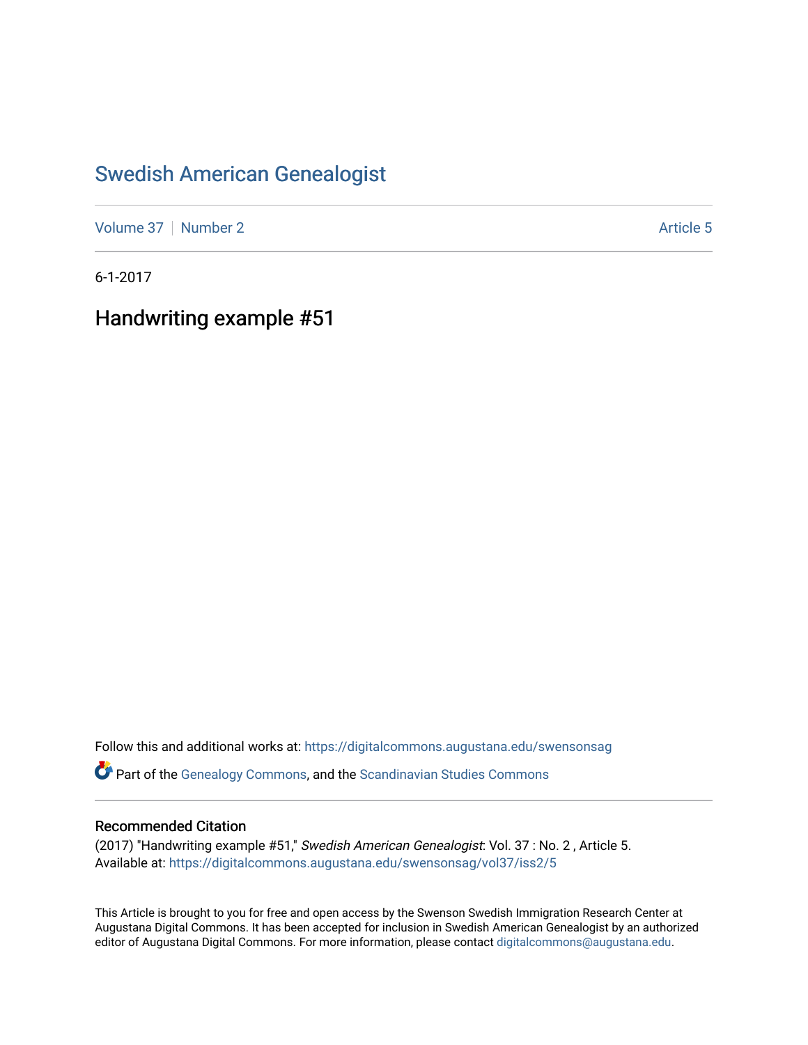# Swedish American Genealogist

Volume 37 | Number 2 | Article 5

6-1-2017

## Handwriting example #51

Follow this and additional works at: https://digitalcommons.augustana.edu/swensonsag

Part of the Genealogy Commons, and the Scandinavian Studies Commons

### Recommended Citation

(2017) "Handwriting example #51," *Swedish American Genealogist*: Vol. 37 : No. 2 , Article 5.
Available at: https://digitalcommons.augustana.edu/swensonsag/vol37/iss2/5

This Article is brought to you for free and open access by the Swenson Swedish Immigration Research Center at Augustana Digital Commons. It has been accepted for inclusion in Swedish American Genealogist by an authorized editor of Augustana Digital Commons. For more information, please contact digitalcommons@augustana.edu.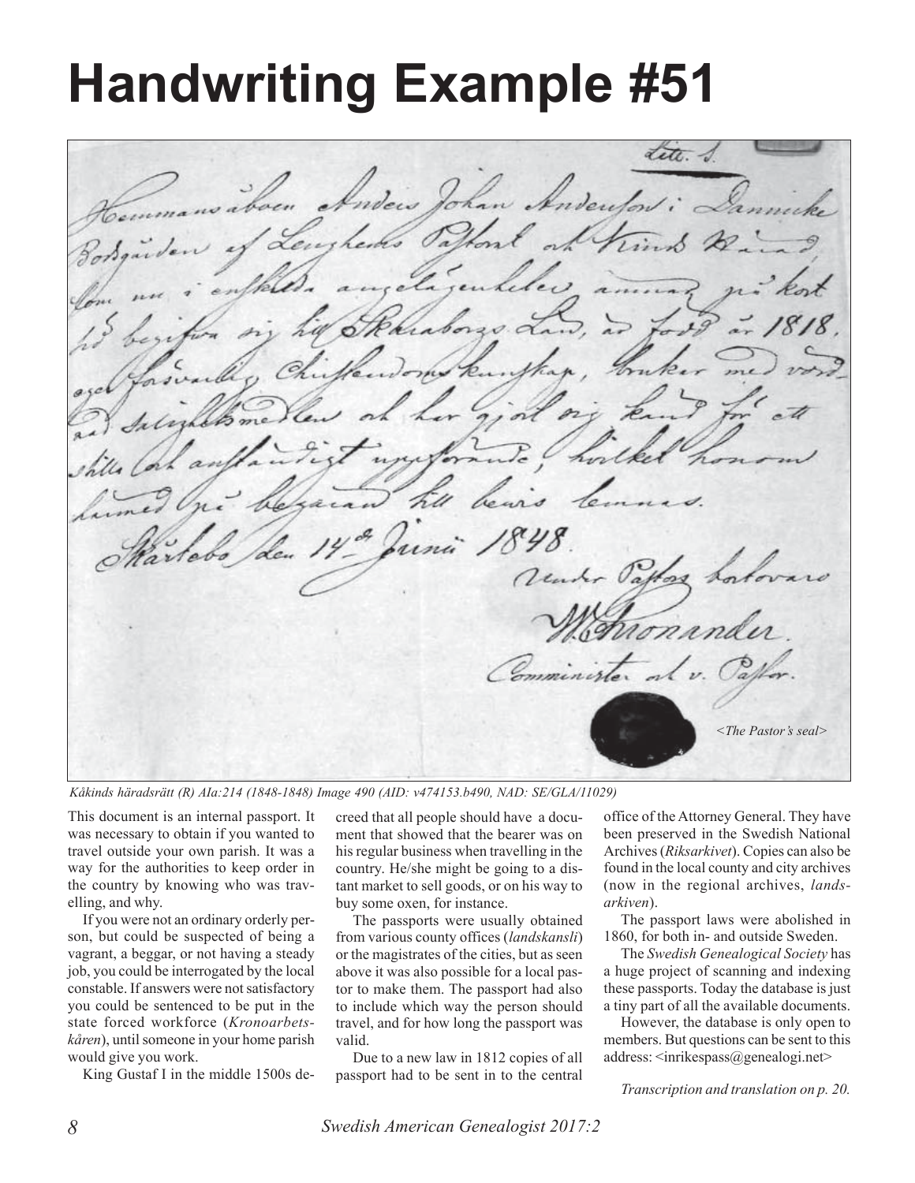# Handwriting Example #51

*Kåkinds häradsrätt (R) AIa:214 (1848-1848) Image 490 (AID: v474153.b490, NAD: SE/GLA/11029)*

This document is an internal passport. It was necessary to obtain if you wanted to travel outside your own parish. It was a way for the authorities to keep order in the country by knowing who was travelling, and why.

If you were not an ordinary orderly person, but could be suspected of being a vagrant, a beggar, or not having a steady job, you could be interrogated by the local constable. If answers were not satisfactory you could be sentenced to be put in the state forced workforce (*Kronoarbetskåren*), until someone in your home parish would give you work.

King Gustaf I in the middle 1500s decreed that all people should have a document that showed that the bearer was on his regular business when travelling in the country. He/she might be going to a distant market to sell goods, or on his way to buy some oxen, for instance.

The passports were usually obtained from various county offices (*landskansli*) or the magistrates of the cities, but as seen above it was also possible for a local pastor to make them. The passport had also to include which way the person should travel, and for how long the passport was valid.

Due to a new law in 1812 copies of all passport had to be sent in to the central office of the Attorney General. They have been preserved in the Swedish National Archives (*Riksarkivet*). Copies can also be found in the local county and city archives (now in the regional archives, *landsarkiven*).

The passport laws were abolished in 1860, for both in- and outside Sweden.

The *Swedish Genealogical Society* has a huge project of scanning and indexing these passports. Today the database is just a tiny part of all the available documents.

However, the database is only open to members. But questions can be sent to this address: <inrikespass@genealogi.net>

*Transcription and translation on p. 20.*